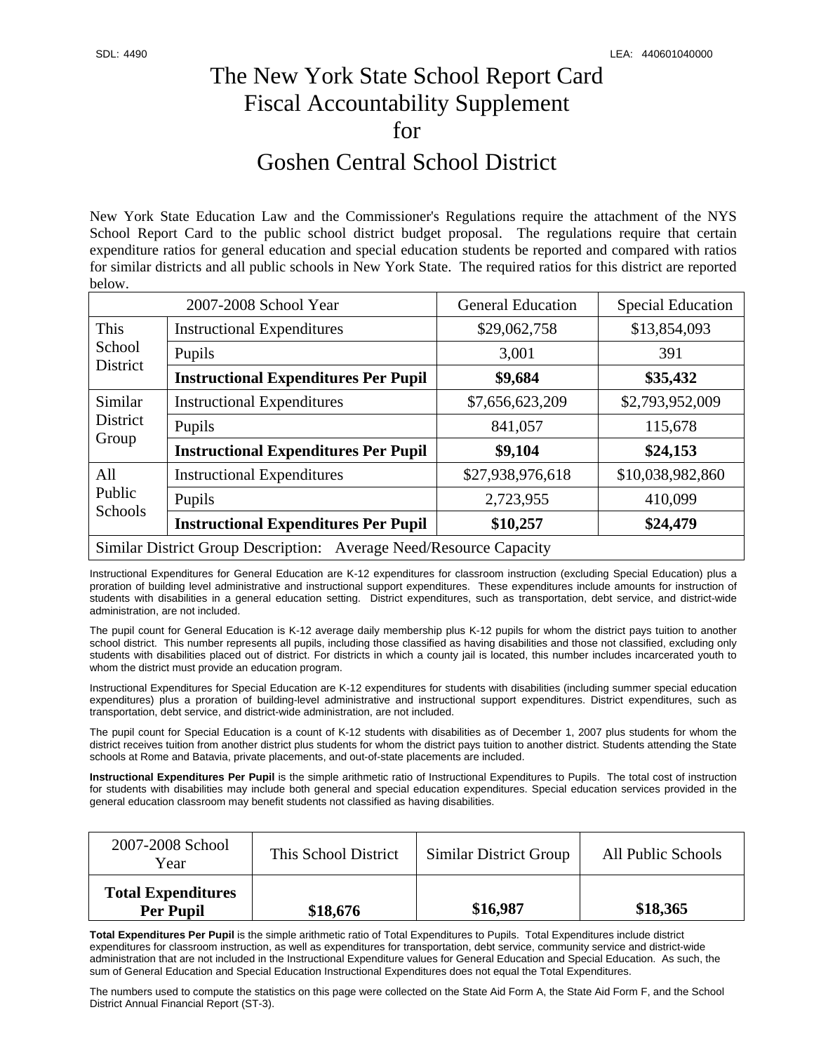SDL: 4490 LEA: 440601040000

# The New York State School Report Card Fiscal Accountability Supplement for Goshen Central School District

New York State Education Law and the Commissioner's Regulations require the attachment of the NYS School Report Card to the public school district budget proposal. The regulations require that certain expenditure ratios for general education and special education students be reported and compared with ratios for similar districts and all public schools in New York State. The required ratios for this district are reported below.

| 2007-2008 School Year | | General Education | Special Education |
|---|---|---|---|
| This School District | Instructional Expenditures | $29,062,758 | $13,854,093 |
| | Pupils | 3,001 | 391 |
| | **Instructional Expenditures Per Pupil** | **$9,684** | **$35,432** |
| Similar District Group | Instructional Expenditures | $7,656,623,209 | $2,793,952,009 |
| | Pupils | 841,057 | 115,678 |
| | **Instructional Expenditures Per Pupil** | **$9,104** | **$24,153** |
| All Public Schools | Instructional Expenditures | $27,938,976,618 | $10,038,982,860 |
| | Pupils | 2,723,955 | 410,099 |
| | **Instructional Expenditures Per Pupil** | **$10,257** | **$24,479** |
| Similar District Group Description: Average Need/Resource Capacity | | | |

Instructional Expenditures for General Education are K-12 expenditures for classroom instruction (excluding Special Education) plus a proration of building level administrative and instructional support expenditures. These expenditures include amounts for instruction of students with disabilities in a general education setting. District expenditures, such as transportation, debt service, and district-wide administration, are not included.

The pupil count for General Education is K-12 average daily membership plus K-12 pupils for whom the district pays tuition to another school district. This number represents all pupils, including those classified as having disabilities and those not classified, excluding only students with disabilities placed out of district. For districts in which a county jail is located, this number includes incarcerated youth to whom the district must provide an education program.

Instructional Expenditures for Special Education are K-12 expenditures for students with disabilities (including summer special education expenditures) plus a proration of building-level administrative and instructional support expenditures. District expenditures, such as transportation, debt service, and district-wide administration, are not included.

The pupil count for Special Education is a count of K-12 students with disabilities as of December 1, 2007 plus students for whom the district receives tuition from another district plus students for whom the district pays tuition to another district. Students attending the State schools at Rome and Batavia, private placements, and out-of-state placements are included.

**Instructional Expenditures Per Pupil** is the simple arithmetic ratio of Instructional Expenditures to Pupils. The total cost of instruction for students with disabilities may include both general and special education expenditures. Special education services provided in the general education classroom may benefit students not classified as having disabilities.

| 2007-2008 School Year | This School District | Similar District Group | All Public Schools |
|---|---|---|---|
| **Total Expenditures Per Pupil** | **$18,676** | **$16,987** | **$18,365** |

**Total Expenditures Per Pupil** is the simple arithmetic ratio of Total Expenditures to Pupils. Total Expenditures include district expenditures for classroom instruction, as well as expenditures for transportation, debt service, community service and district-wide administration that are not included in the Instructional Expenditure values for General Education and Special Education. As such, the sum of General Education and Special Education Instructional Expenditures does not equal the Total Expenditures.

The numbers used to compute the statistics on this page were collected on the State Aid Form A, the State Aid Form F, and the School District Annual Financial Report (ST-3).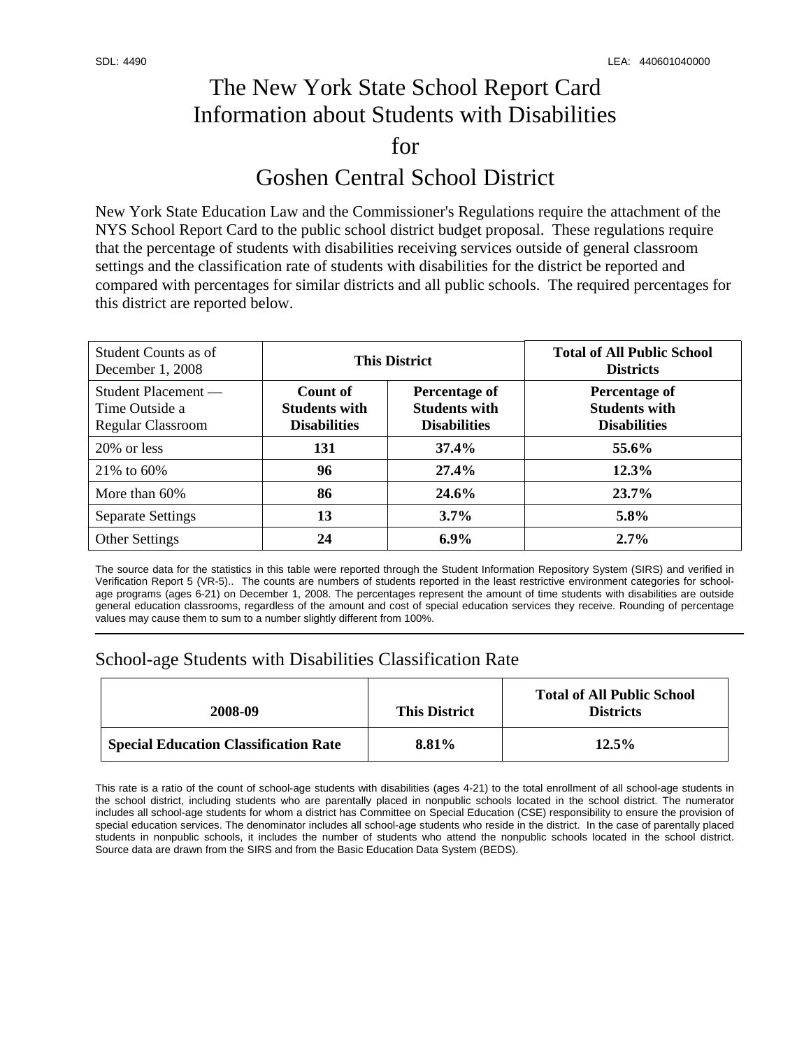SDL: 4490 LEA: 440601040000

# The New York State School Report Card Information about Students with Disabilities for Goshen Central School District

New York State Education Law and the Commissioner's Regulations require the attachment of the NYS School Report Card to the public school district budget proposal. These regulations require that the percentage of students with disabilities receiving services outside of general classroom settings and the classification rate of students with disabilities for the district be reported and compared with percentages for similar districts and all public schools. The required percentages for this district are reported below.

| Student Counts as of December 1, 2008 | **This District** | | **Total of All Public School Districts** |
|---|---|---|---|
| Student Placement — Time Outside a Regular Classroom | **Count of Students with Disabilities** | **Percentage of Students with Disabilities** | **Percentage of Students with Disabilities** |
| 20% or less | **131** | **37.4%** | **55.6%** |
| 21% to 60% | **96** | **27.4%** | **12.3%** |
| More than 60% | **86** | **24.6%** | **23.7%** |
| Separate Settings | **13** | **3.7%** | **5.8%** |
| Other Settings | **24** | **6.9%** | **2.7%** |

The source data for the statistics in this table were reported through the Student Information Repository System (SIRS) and verified in Verification Report 5 (VR-5).. The counts are numbers of students reported in the least restrictive environment categories for school-age programs (ages 6-21) on December 1, 2008. The percentages represent the amount of time students with disabilities are outside general education classrooms, regardless of the amount and cost of special education services they receive. Rounding of percentage values may cause them to sum to a number slightly different from 100%.

## School-age Students with Disabilities Classification Rate

| **2008-09** | **This District** | **Total of All Public School Districts** |
|---|---|---|
| **Special Education Classification Rate** | **8.81%** | **12.5%** |

This rate is a ratio of the count of school-age students with disabilities (ages 4-21) to the total enrollment of all school-age students in the school district, including students who are parentally placed in nonpublic schools located in the school district. The numerator includes all school-age students for whom a district has Committee on Special Education (CSE) responsibility to ensure the provision of special education services. The denominator includes all school-age students who reside in the district. In the case of parentally placed students in nonpublic schools, it includes the number of students who attend the nonpublic schools located in the school district. Source data are drawn from the SIRS and from the Basic Education Data System (BEDS).